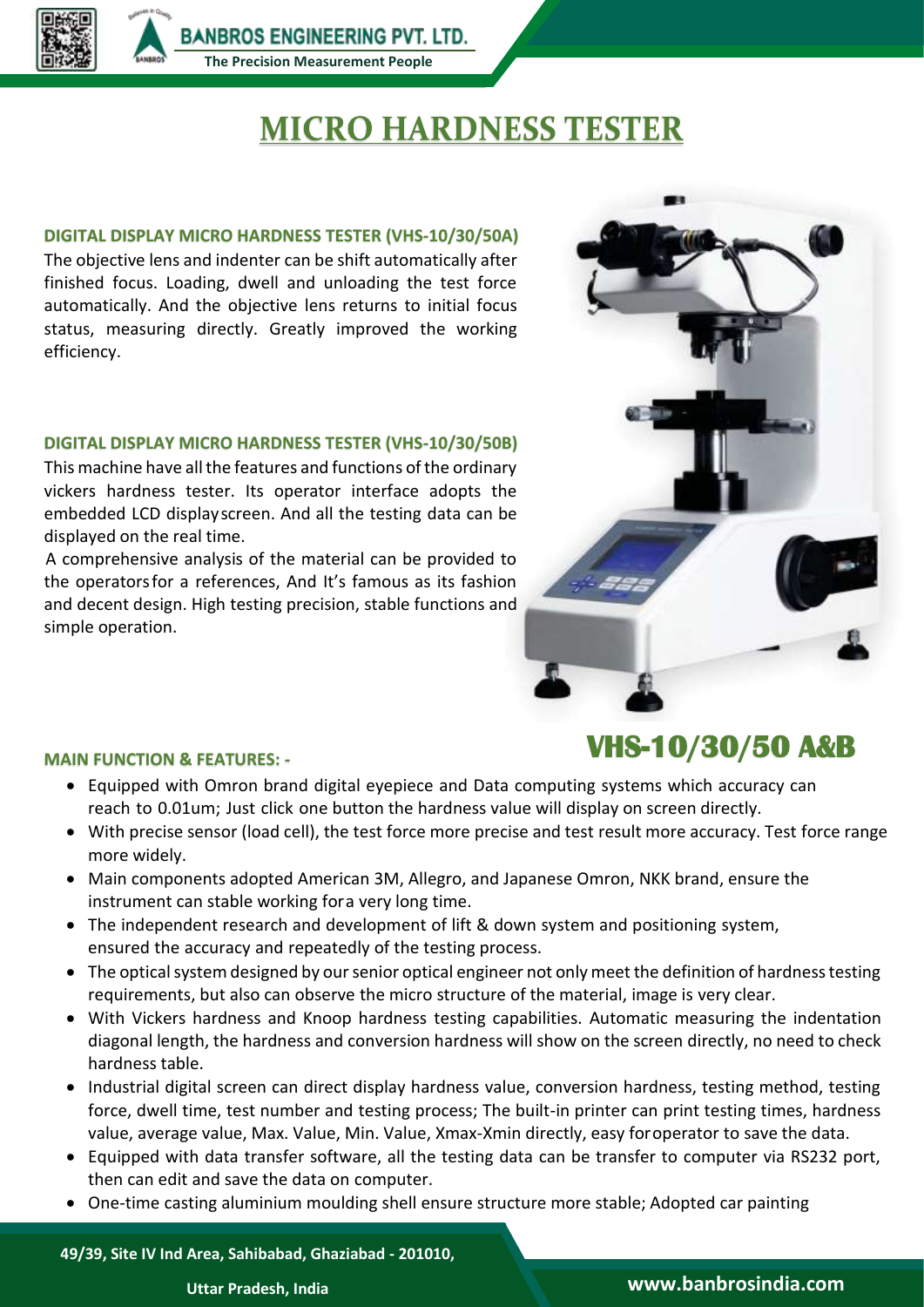# MICRO HARDNESS TESTER

### DIGITAL DISPLAY MICRO HARDNESS TESTER (VHS-10/30/50A)

The objective lens and indenter can be shift automatically after finished focus. Loading, dwell and unloading the test force automatically. And the objective lens returns to initial focus status, measuring directly. Greatly improved the working efficiency.

### DIGITAL DISPLAY MICRO HARDNESS TESTER (VHS-10/30/50B)

This machine have all the features and functions of the ordinary vickers hardness tester. Its operator interface adopts the embedded LCD displayscreen. And all the testing data can be displayed on the real time.

A comprehensive analysis of the material can be provided to the operatorsfor a references, And It's famous as its fashion and decent design. High testing precision, stable functions and simple operation.

## VHS-10/30/50 A&B

### MAIN FUNCTION & FEATURES: -

- Equipped with Omron brand digital eyepiece and Data computing systems which accuracy can reach to 0.01um; Just click one button the hardness value will display on screen directly.
- With precise sensor (load cell), the test force more precise and test result more accuracy. Test force range more widely.
- Main components adopted American 3M, Allegro, and Japanese Omron, NKK brand, ensure the instrument can stable working fora very long time.
- The independent research and development of lift & down system and positioning system, ensured the accuracy and repeatedly of the testing process.
- The optical system designed by our senior optical engineer not only meet the definition of hardness testing requirements, but also can observe the micro structure of the material, image is very clear.
- With Vickers hardness and Knoop hardness testing capabilities. Automatic measuring the indentation diagonal length, the hardness and conversion hardness will show on the screen directly, no need to check hardness table.
- Industrial digital screen can direct display hardness value, conversion hardness, testing method, testing force, dwell time, test number and testing process; The built-in printer can print testing times, hardness value, average value, Max. Value, Min. Value, Xmax-Xmin directly, easy foroperator to save the data.
- Equipped with data transfer software, all the testing data can be transfer to computer via RS232 port, then can edit and save the data on computer.
- One-time casting aluminium moulding shell ensure structure more stable; Adopted car painting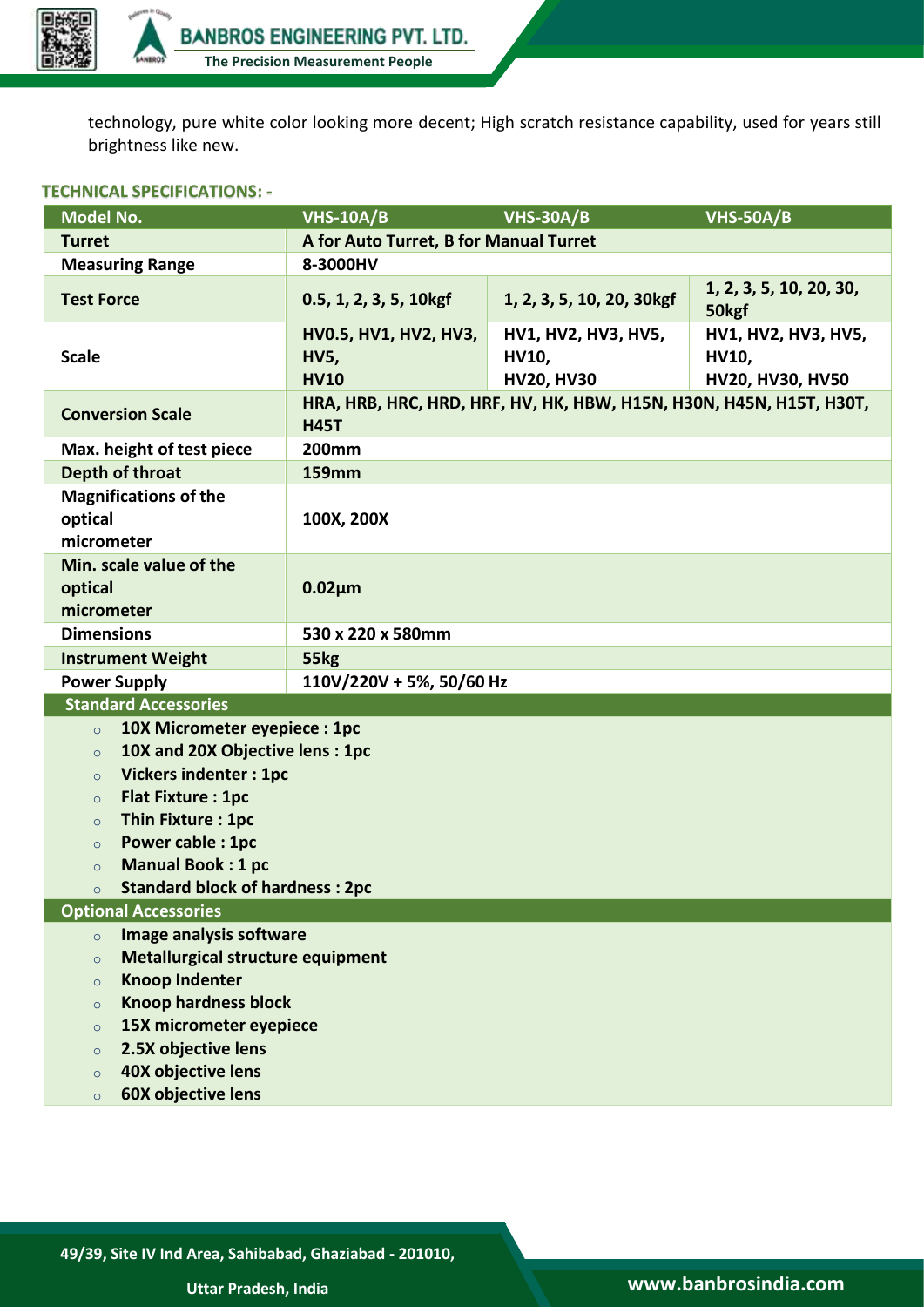technology, pure white color looking more decent; High scratch resistance capability, used for years still brightness like new.

## TECHNICAL SPECIFICATIONS: -

| Model No. | VHS-10A/B | VHS-30A/B | VHS-50A/B |
|---|---|---|---|
| Turret | A for Auto Turret, B for Manual Turret | | |
| Measuring Range | 8-3000HV | | |
| Test Force | 0.5, 1, 2, 3, 5, 10kgf | 1, 2, 3, 5, 10, 20, 30kgf | 1, 2, 3, 5, 10, 20, 30, 50kgf |
| Scale | HV0.5, HV1, HV2, HV3, HV5, HV10 | HV1, HV2, HV3, HV5, HV10, HV20, HV30 | HV1, HV2, HV3, HV5, HV10, HV20, HV30, HV50 |
| Conversion Scale | HRA, HRB, HRC, HRD, HRF, HV, HK, HBW, H15N, H30N, H45N, H15T, H30T, H45T | | |
| Max. height of test piece | 200mm | | |
| Depth of throat | 159mm | | |
| Magnifications of the optical micrometer | 100X, 200X | | |
| Min. scale value of the optical micrometer | 0.02µm | | |
| Dimensions | 530 x 220 x 580mm | | |
| Instrument Weight | 55kg | | |
| Power Supply | 110V/220V + 5%, 50/60 Hz | | |

**Standard Accessories**

- 10X Micrometer eyepiece : 1pc
- 10X and 20X Objective lens : 1pc
- Vickers indenter : 1pc
- Flat Fixture : 1pc
- Thin Fixture : 1pc
- Power cable : 1pc
- Manual Book : 1 pc
- Standard block of hardness : 2pc

**Optional Accessories**

- Image analysis software
- Metallurgical structure equipment
- Knoop Indenter
- Knoop hardness block
- 15X micrometer eyepiece
- 2.5X objective lens
- 40X objective lens
- 60X objective lens